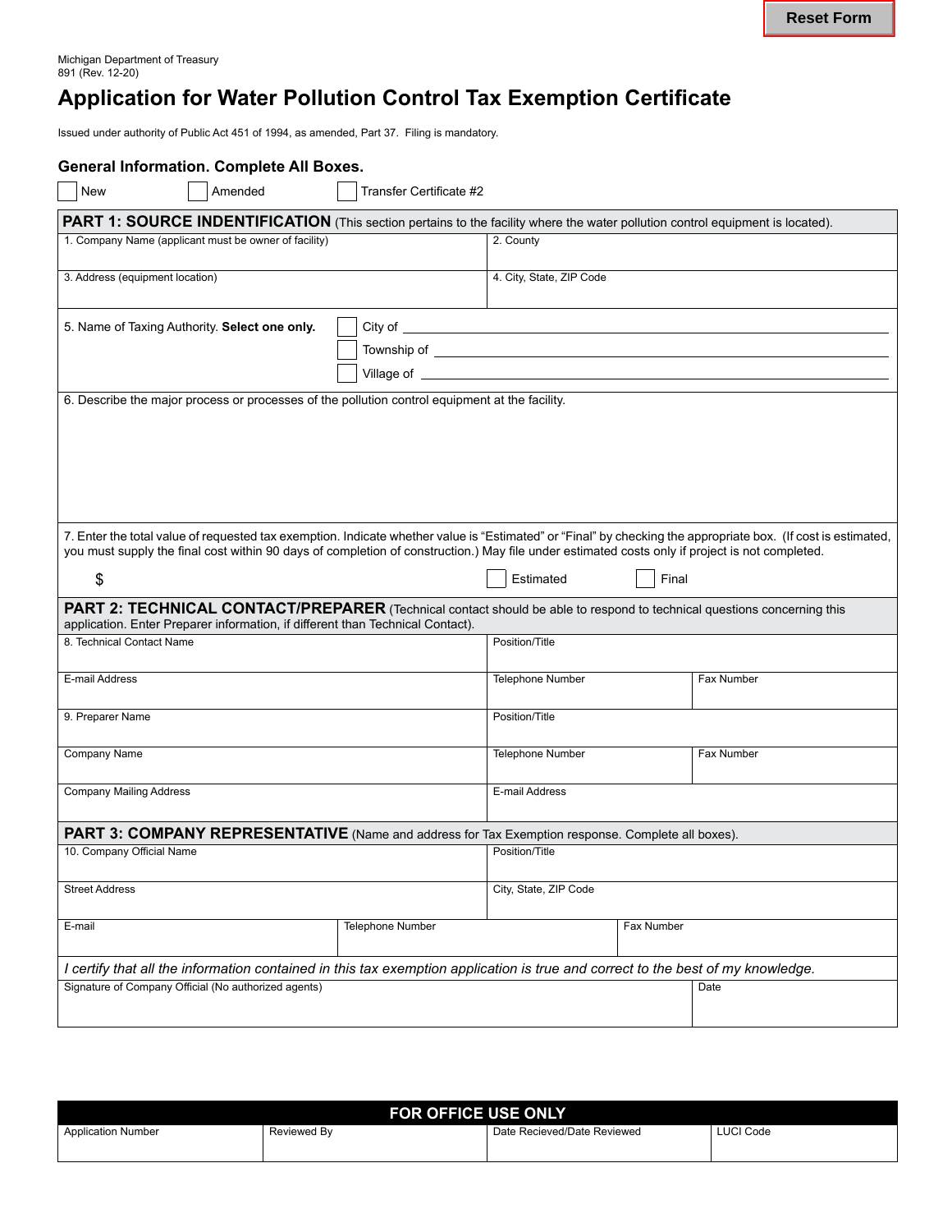Michigan Department of Treasury
891 (Rev. 12-20)

# Application for Water Pollution Control Tax Exemption Certificate

Issued under authority of Public Act 451 of 1994, as amended, Part 37. Filing is mandatory.

## General Information. Complete All Boxes.

☐ New ☐ Amended ☐ Transfer Certificate #2

## PART 1: SOURCE INDENTIFICATION (This section pertains to the facility where the water pollution control equipment is located).

| 1. Company Name (applicant must be owner of facility) | 2. County |
|---|---|
| 3. Address (equipment location) | 4. City, State, ZIP Code |

5. Name of Taxing Authority. **Select one only.**

☐ City of ______________________

☐ Township of ______________________

☐ Village of ______________________

6. Describe the major process or processes of the pollution control equipment at the facility.

7. Enter the total value of requested tax exemption. Indicate whether value is "Estimated" or "Final" by checking the appropriate box. (If cost is estimated, you must supply the final cost within 90 days of completion of construction.) May file under estimated costs only if project is not completed.

$ ☐ Estimated ☐ Final

## PART 2: TECHNICAL CONTACT/PREPARER (Technical contact should be able to respond to technical questions concerning this application. Enter Preparer information, if different than Technical Contact).

| 8. Technical Contact Name | Position/Title | |
|---|---|---|
| E-mail Address | Telephone Number | Fax Number |
| 9. Preparer Name | Position/Title | |
| Company Name | Telephone Number | Fax Number |
| Company Mailing Address | E-mail Address | |

## PART 3: COMPANY REPRESENTATIVE (Name and address for Tax Exemption response. Complete all boxes).

| 10. Company Official Name | Position/Title | |
|---|---|---|
| Street Address | City, State, ZIP Code | |
| E-mail | Telephone Number | Fax Number |

*I certify that all the information contained in this tax exemption application is true and correct to the best of my knowledge.*

| Signature of Company Official (No authorized agents) | Date |
|---|---|

## FOR OFFICE USE ONLY

| Application Number | Reviewed By | Date Recieved/Date Reviewed | LUCI Code |
|---|---|---|---|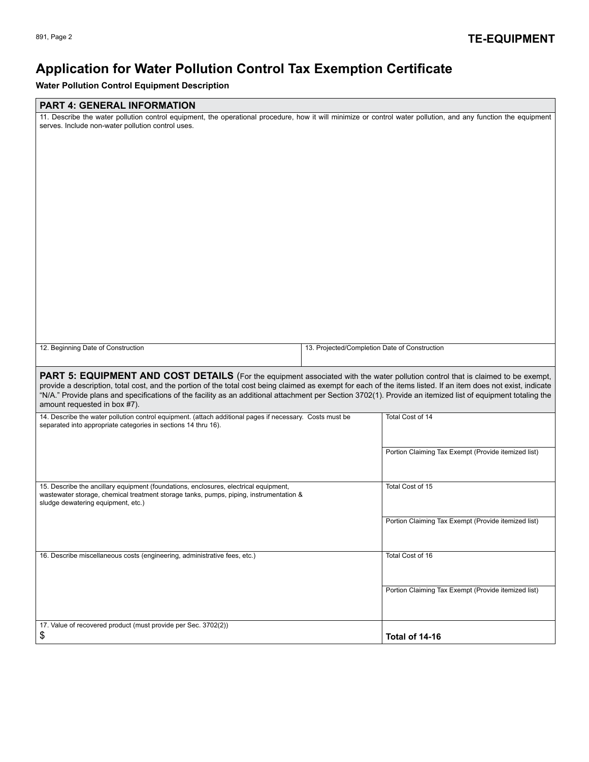**TE-EQUIPMENT**

# Application for Water Pollution Control Tax Exemption Certificate

**Water Pollution Control Equipment Description**

## PART 4: GENERAL INFORMATION

11. Describe the water pollution control equipment, the operational procedure, how it will minimize or control water pollution, and any function the equipment serves. Include non-water pollution control uses.

| 12. Beginning Date of Construction | 13. Projected/Completion Date of Construction |
|---|---|
| | |

## PART 5: EQUIPMENT AND COST DETAILS

(For the equipment associated with the water pollution control that is claimed to be exempt, provide a description, total cost, and the portion of the total cost being claimed as exempt for each of the items listed. If an item does not exist, indicate "N/A." Provide plans and specifications of the facility as an additional attachment per Section 3702(1). Provide an itemized list of equipment totaling the amount requested in box #7).

| Description | Cost |
|---|---|
| 14. Describe the water pollution control equipment. (attach additional pages if necessary. Costs must be separated into appropriate categories in sections 14 thru 16). | Total Cost of 14 |
| | Portion Claiming Tax Exempt (Provide itemized list) |
| 15. Describe the ancillary equipment (foundations, enclosures, electrical equipment, wastewater storage, chemical treatment storage tanks, pumps, piping, instrumentation & sludge dewatering equipment, etc.) | Total Cost of 15 |
| | Portion Claiming Tax Exempt (Provide itemized list) |
| 16. Describe miscellaneous costs (engineering, administrative fees, etc.) | Total Cost of 16 |
| | Portion Claiming Tax Exempt (Provide itemized list) |
| 17. Value of recovered product (must provide per Sec. 3702(2)) $ | **Total of 14-16** |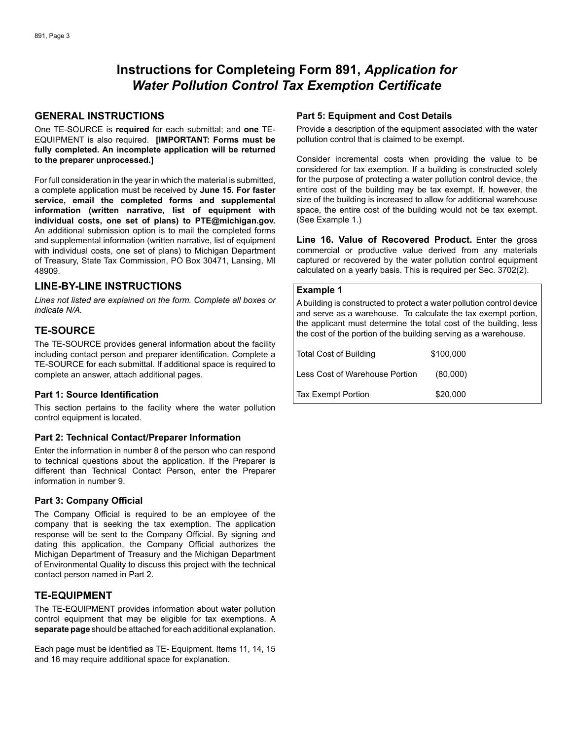# Instructions for Completeing Form 891, *Application for Water Pollution Control Tax Exemption Certificate*

## GENERAL INSTRUCTIONS

One TE-SOURCE is **required** for each submittal; and **one** TE-EQUIPMENT is also required. **[IMPORTANT: Forms must be fully completed. An incomplete application will be returned to the preparer unprocessed.]**

For full consideration in the year in which the material is submitted, a complete application must be received by **June 15. For faster service, email the completed forms and supplemental information (written narrative, list of equipment with individual costs, one set of plans) to PTE@michigan.gov.** An additional submission option is to mail the completed forms and supplemental information (written narrative, list of equipment with individual costs, one set of plans) to Michigan Department of Treasury, State Tax Commission, PO Box 30471, Lansing, MI 48909.

## LINE-BY-LINE INSTRUCTIONS

*Lines not listed are explained on the form. Complete all boxes or indicate N/A.*

## TE-SOURCE

The TE-SOURCE provides general information about the facility including contact person and preparer identification. Complete a TE-SOURCE for each submittal. If additional space is required to complete an answer, attach additional pages.

### Part 1: Source Identification

This section pertains to the facility where the water pollution control equipment is located.

### Part 2: Technical Contact/Preparer Information

Enter the information in number 8 of the person who can respond to technical questions about the application. If the Preparer is different than Technical Contact Person, enter the Preparer information in number 9.

### Part 3: Company Official

The Company Official is required to be an employee of the company that is seeking the tax exemption. The application response will be sent to the Company Official. By signing and dating this application, the Company Official authorizes the Michigan Department of Treasury and the Michigan Department of Environmental Quality to discuss this project with the technical contact person named in Part 2.

## TE-EQUIPMENT

The TE-EQUIPMENT provides information about water pollution control equipment that may be eligible for tax exemptions. A **separate page** should be attached for each additional explanation.

Each page must be identified as TE- Equipment. Items 11, 14, 15 and 16 may require additional space for explanation.

### Part 5: Equipment and Cost Details

Provide a description of the equipment associated with the water pollution control that is claimed to be exempt.

Consider incremental costs when providing the value to be considered for tax exemption. If a building is constructed solely for the purpose of protecting a water pollution control device, the entire cost of the building may be tax exempt. If, however, the size of the building is increased to allow for additional warehouse space, the entire cost of the building would not be tax exempt. (See Example 1.)

**Line 16. Value of Recovered Product.** Enter the gross commercial or productive value derived from any materials captured or recovered by the water pollution control equipment calculated on a yearly basis. This is required per Sec. 3702(2).

**Example 1**

A building is constructed to protect a water pollution control device and serve as a warehouse. To calculate the tax exempt portion, the applicant must determine the total cost of the building, less the cost of the portion of the building serving as a warehouse.

| | |
|---|---|
| Total Cost of Building | $100,000 |
| Less Cost of Warehouse Portion | (80,000) |
| Tax Exempt Portion | $20,000 |